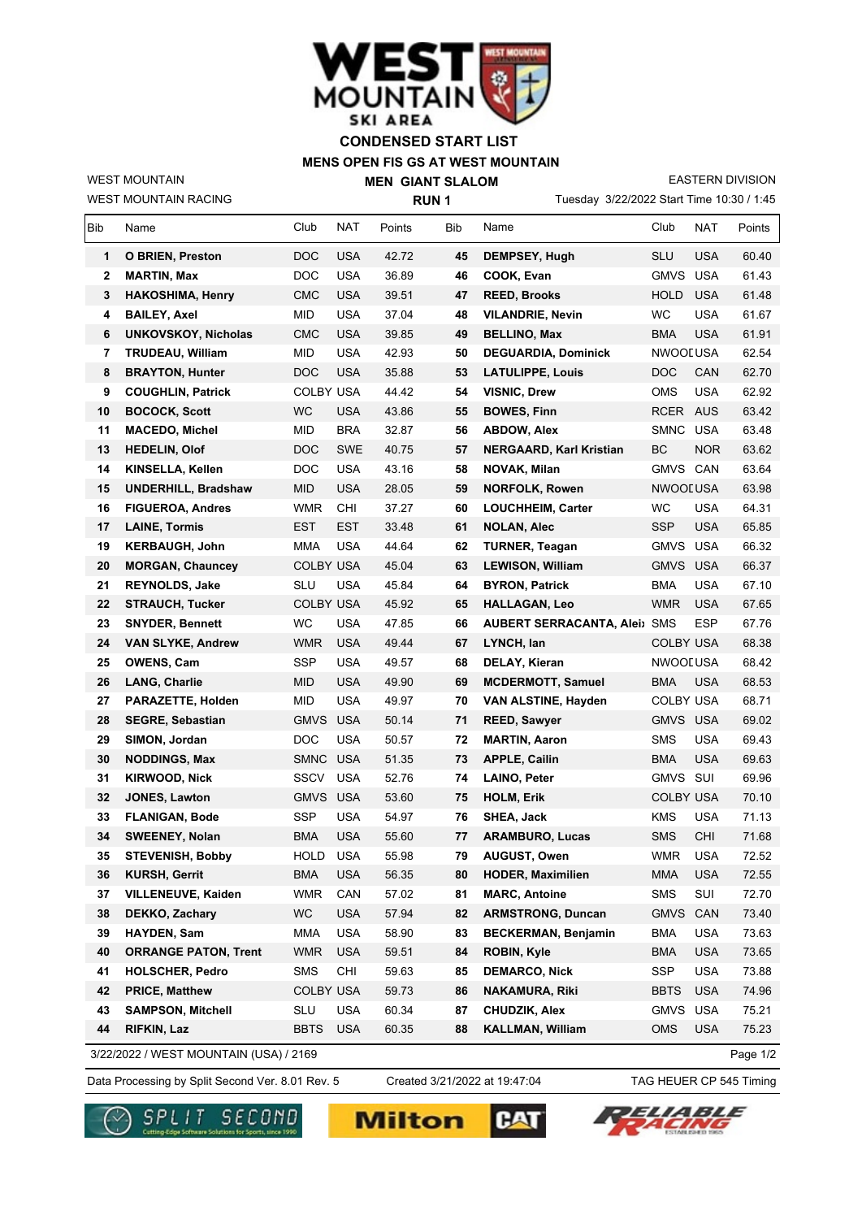# CONDENSED START LIST

## MENS OPEN FIS GS AT WEST MOUNTAIN

WEST MOUNTAIN

WEST MOUNTAIN RACING

**MEN GIANT SLALOM**

**RUN 1**

EASTERN DIVISION

Tuesday 3/22/2022 Start Time 10:30 / 1:45

| Bib | Name | Club | NAT | Points | Bib | Name | Club | NAT | Points |
|---|---|---|---|---|---|---|---|---|---|
| 1 | O BRIEN, Preston | DOC | USA | 42.72 | 45 | DEMPSEY, Hugh | SLU | USA | 60.40 |
| 2 | MARTIN, Max | DOC | USA | 36.89 | 46 | COOK, Evan | GMVS | USA | 61.43 |
| 3 | HAKOSHIMA, Henry | CMC | USA | 39.51 | 47 | REED, Brooks | HOLD | USA | 61.48 |
| 4 | BAILEY, Axel | MID | USA | 37.04 | 48 | VILANDRIE, Nevin | WC | USA | 61.67 |
| 6 | UNKOVSKOY, Nicholas | CMC | USA | 39.85 | 49 | BELLINO, Max | BMA | USA | 61.91 |
| 7 | TRUDEAU, William | MID | USA | 42.93 | 50 | DEGUARDIA, Dominick | NWOOD | USA | 62.54 |
| 8 | BRAYTON, Hunter | DOC | USA | 35.88 | 53 | LATULIPPE, Louis | DOC | CAN | 62.70 |
| 9 | COUGHLIN, Patrick | COLBY | USA | 44.42 | 54 | VISNIC, Drew | OMS | USA | 62.92 |
| 10 | BOCOCK, Scott | WC | USA | 43.86 | 55 | BOWES, Finn | RCER | AUS | 63.42 |
| 11 | MACEDO, Michel | MID | BRA | 32.87 | 56 | ABDOW, Alex | SMNC | USA | 63.48 |
| 13 | HEDELIN, Olof | DOC | SWE | 40.75 | 57 | NERGAARD, Karl Kristian | BC | NOR | 63.62 |
| 14 | KINSELLA, Kellen | DOC | USA | 43.16 | 58 | NOVAK, Milan | GMVS | CAN | 63.64 |
| 15 | UNDERHILL, Bradshaw | MID | USA | 28.05 | 59 | NORFOLK, Rowen | NWOOD | USA | 63.98 |
| 16 | FIGUEROA, Andres | WMR | CHI | 37.27 | 60 | LOUCHHEIM, Carter | WC | USA | 64.31 |
| 17 | LAINE, Tormis | EST | EST | 33.48 | 61 | NOLAN, Alec | SSP | USA | 65.85 |
| 19 | KERBAUGH, John | MMA | USA | 44.64 | 62 | TURNER, Teagan | GMVS | USA | 66.32 |
| 20 | MORGAN, Chauncey | COLBY | USA | 45.04 | 63 | LEWISON, William | GMVS | USA | 66.37 |
| 21 | REYNOLDS, Jake | SLU | USA | 45.84 | 64 | BYRON, Patrick | BMA | USA | 67.10 |
| 22 | STRAUCH, Tucker | COLBY | USA | 45.92 | 65 | HALLAGAN, Leo | WMR | USA | 67.65 |
| 23 | SNYDER, Bennett | WC | USA | 47.85 | 66 | AUBERT SERRACANTA, Aleix | SMS | ESP | 67.76 |
| 24 | VAN SLYKE, Andrew | WMR | USA | 49.44 | 67 | LYNCH, Ian | COLBY | USA | 68.38 |
| 25 | OWENS, Cam | SSP | USA | 49.57 | 68 | DELAY, Kieran | NWOOD | USA | 68.42 |
| 26 | LANG, Charlie | MID | USA | 49.90 | 69 | MCDERMOTT, Samuel | BMA | USA | 68.53 |
| 27 | PARAZETTE, Holden | MID | USA | 49.97 | 70 | VAN ALSTINE, Hayden | COLBY | USA | 68.71 |
| 28 | SEGRE, Sebastian | GMVS | USA | 50.14 | 71 | REED, Sawyer | GMVS | USA | 69.02 |
| 29 | SIMON, Jordan | DOC | USA | 50.57 | 72 | MARTIN, Aaron | SMS | USA | 69.43 |
| 30 | NODDINGS, Max | SMNC | USA | 51.35 | 73 | APPLE, Cailin | BMA | USA | 69.63 |
| 31 | KIRWOOD, Nick | SSCV | USA | 52.76 | 74 | LAINO, Peter | GMVS | SUI | 69.96 |
| 32 | JONES, Lawton | GMVS | USA | 53.60 | 75 | HOLM, Erik | COLBY | USA | 70.10 |
| 33 | FLANIGAN, Bode | SSP | USA | 54.97 | 76 | SHEA, Jack | KMS | USA | 71.13 |
| 34 | SWEENEY, Nolan | BMA | USA | 55.60 | 77 | ARAMBURO, Lucas | SMS | CHI | 71.68 |
| 35 | STEVENISH, Bobby | HOLD | USA | 55.98 | 79 | AUGUST, Owen | WMR | USA | 72.52 |
| 36 | KURSH, Gerrit | BMA | USA | 56.35 | 80 | HODER, Maximilien | MMA | USA | 72.55 |
| 37 | VILLENEUVE, Kaiden | WMR | CAN | 57.02 | 81 | MARC, Antoine | SMS | SUI | 72.70 |
| 38 | DEKKO, Zachary | WC | USA | 57.94 | 82 | ARMSTRONG, Duncan | GMVS | CAN | 73.40 |
| 39 | HAYDEN, Sam | MMA | USA | 58.90 | 83 | BECKERMAN, Benjamin | BMA | USA | 73.63 |
| 40 | ORRANGE PATON, Trent | WMR | USA | 59.51 | 84 | ROBIN, Kyle | BMA | USA | 73.65 |
| 41 | HOLSCHER, Pedro | SMS | CHI | 59.63 | 85 | DEMARCO, Nick | SSP | USA | 73.88 |
| 42 | PRICE, Matthew | COLBY | USA | 59.73 | 86 | NAKAMURA, Riki | BBTS | USA | 74.96 |
| 43 | SAMPSON, Mitchell | SLU | USA | 60.34 | 87 | CHUDZIK, Alex | GMVS | USA | 75.21 |
| 44 | RIFKIN, Laz | BBTS | USA | 60.35 | 88 | KALLMAN, William | OMS | USA | 75.23 |

3/22/2022 / WEST MOUNTAIN (USA) / 2169

Data Processing by Split Second Ver. 8.01 Rev. 5 — Created 3/21/2022 at 19:47:04 — TAG HEUER CP 545 Timing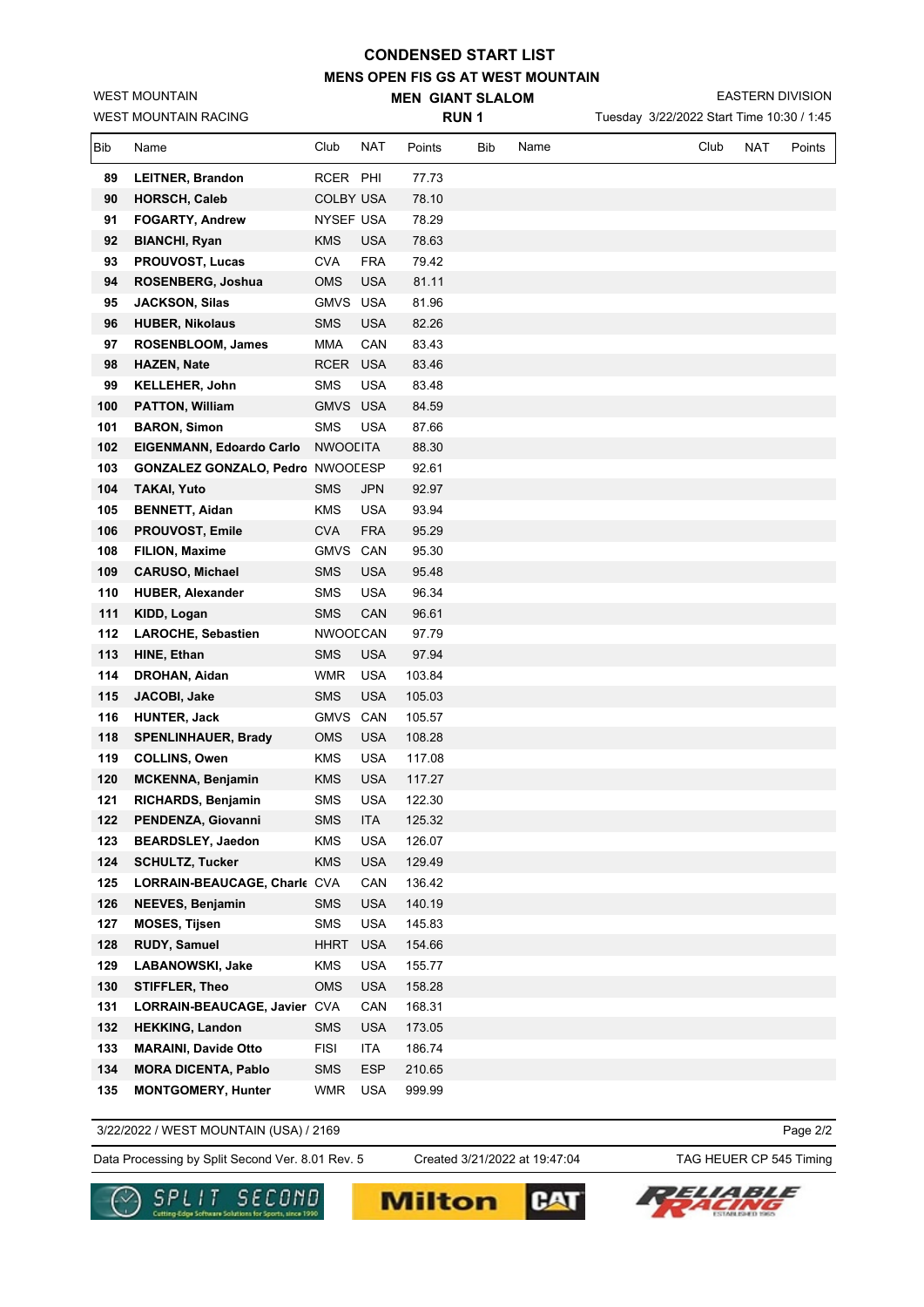# CONDENSED START LIST

## MENS OPEN FIS GS AT WEST MOUNTAIN

WEST MOUNTAIN
WEST MOUNTAIN RACING

**MEN GIANT SLALOM**
**RUN 1**

EASTERN DIVISION
Tuesday 3/22/2022 Start Time 10:30 / 1:45

| Bib | Name | Club | NAT | Points | Bib | Name | Club | NAT | Points |
|---|---|---|---|---|---|---|---|---|---|
| 89 | **LEITNER, Brandon** | RCER | PHI | 77.73 | | | | | |
| 90 | **HORSCH, Caleb** | COLBY | USA | 78.10 | | | | | |
| 91 | **FOGARTY, Andrew** | NYSEF | USA | 78.29 | | | | | |
| 92 | **BIANCHI, Ryan** | KMS | USA | 78.63 | | | | | |
| 93 | **PROUVOST, Lucas** | CVA | FRA | 79.42 | | | | | |
| 94 | **ROSENBERG, Joshua** | OMS | USA | 81.11 | | | | | |
| 95 | **JACKSON, Silas** | GMVS | USA | 81.96 | | | | | |
| 96 | **HUBER, Nikolaus** | SMS | USA | 82.26 | | | | | |
| 97 | **ROSENBLOOM, James** | MMA | CAN | 83.43 | | | | | |
| 98 | **HAZEN, Nate** | RCER | USA | 83.46 | | | | | |
| 99 | **KELLEHER, John** | SMS | USA | 83.48 | | | | | |
| 100 | **PATTON, William** | GMVS | USA | 84.59 | | | | | |
| 101 | **BARON, Simon** | SMS | USA | 87.66 | | | | | |
| 102 | **EIGENMANN, Edoardo Carlo** | NWOOD | ITA | 88.30 | | | | | |
| 103 | **GONZALEZ GONZALO, Pedro** | NWOOD | ESP | 92.61 | | | | | |
| 104 | **TAKAI, Yuto** | SMS | JPN | 92.97 | | | | | |
| 105 | **BENNETT, Aidan** | KMS | USA | 93.94 | | | | | |
| 106 | **PROUVOST, Emile** | CVA | FRA | 95.29 | | | | | |
| 108 | **FILION, Maxime** | GMVS | CAN | 95.30 | | | | | |
| 109 | **CARUSO, Michael** | SMS | USA | 95.48 | | | | | |
| 110 | **HUBER, Alexander** | SMS | USA | 96.34 | | | | | |
| 111 | **KIDD, Logan** | SMS | CAN | 96.61 | | | | | |
| 112 | **LAROCHE, Sebastien** | NWOOD | CAN | 97.79 | | | | | |
| 113 | **HINE, Ethan** | SMS | USA | 97.94 | | | | | |
| 114 | **DROHAN, Aidan** | WMR | USA | 103.84 | | | | | |
| 115 | **JACOBI, Jake** | SMS | USA | 105.03 | | | | | |
| 116 | **HUNTER, Jack** | GMVS | CAN | 105.57 | | | | | |
| 118 | **SPENLINHAUER, Brady** | OMS | USA | 108.28 | | | | | |
| 119 | **COLLINS, Owen** | KMS | USA | 117.08 | | | | | |
| 120 | **MCKENNA, Benjamin** | KMS | USA | 117.27 | | | | | |
| 121 | **RICHARDS, Benjamin** | SMS | USA | 122.30 | | | | | |
| 122 | **PENDENZA, Giovanni** | SMS | ITA | 125.32 | | | | | |
| 123 | **BEARDSLEY, Jaedon** | KMS | USA | 126.07 | | | | | |
| 124 | **SCHULTZ, Tucker** | KMS | USA | 129.49 | | | | | |
| 125 | **LORRAIN-BEAUCAGE, Charle** | CVA | CAN | 136.42 | | | | | |
| 126 | **NEEVES, Benjamin** | SMS | USA | 140.19 | | | | | |
| 127 | **MOSES, Tijsen** | SMS | USA | 145.83 | | | | | |
| 128 | **RUDY, Samuel** | HHRT | USA | 154.66 | | | | | |
| 129 | **LABANOWSKI, Jake** | KMS | USA | 155.77 | | | | | |
| 130 | **STIFFLER, Theo** | OMS | USA | 158.28 | | | | | |
| 131 | **LORRAIN-BEAUCAGE, Javier** | CVA | CAN | 168.31 | | | | | |
| 132 | **HEKKING, Landon** | SMS | USA | 173.05 | | | | | |
| 133 | **MARAINI, Davide Otto** | FISI | ITA | 186.74 | | | | | |
| 134 | **MORA DICENTA, Pablo** | SMS | ESP | 210.65 | | | | | |
| 135 | **MONTGOMERY, Hunter** | WMR | USA | 999.99 | | | | | |

3/22/2022 / WEST MOUNTAIN (USA) / 2169

Data Processing by Split Second Ver. 8.01 Rev. 5 | Created 3/21/2022 at 19:47:04 | TAG HEUER CP 545 Timing